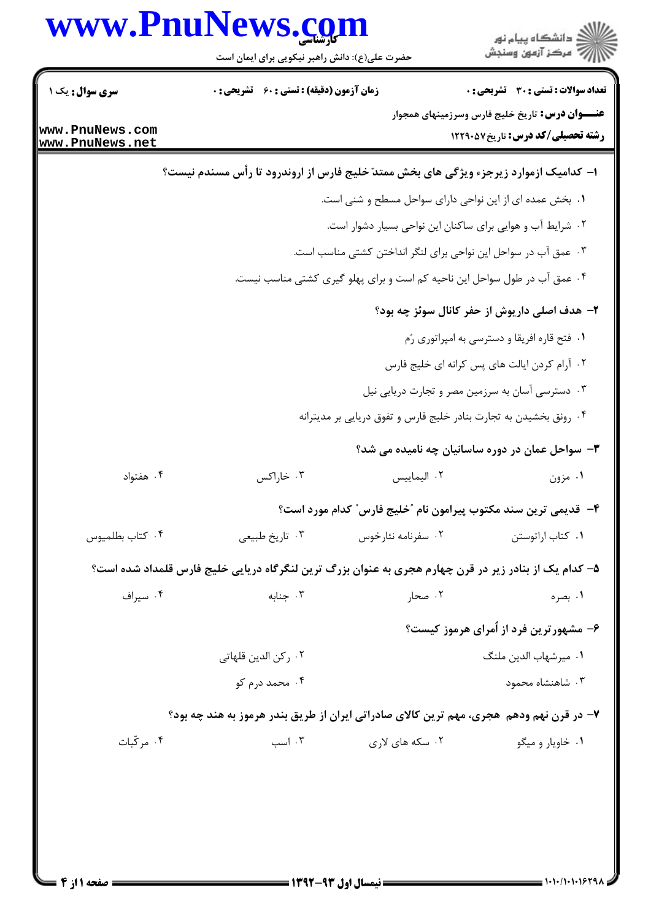**سری سوال:** یک ۱

**زمان آزمون (دقیقه) : تستی : ۶۰  تشریحی : ۰**

**تعداد سوالات : تستی : ۳۰  تشریحی : ۰**

**عنـــوان درس:** تاریخ خلیج فارس وسرزمینهای همجوار

**رشته تحصیلی/کد درس:** تاریخ ۱۲۲۹۰۵۷

۱- کدامیک ازموارد زیرجزء ویژگی های بخش ممتدّ خلیج فارس از اروندرود تا رأس مسندم نیست؟

۱. بخش عمده ای از این نواحی دارای سواحل مسطح و شنی است.

۲. شرایط آب و هوایی برای ساکنان این نواحی بسیار دشوار است.

۳. عمق آب در سواحل این نواحی برای لنگر انداختن کشتی مناسب است.

۴. عمق آب در طول سواحل این ناحیه کم است و برای پهلو گیری کشتی مناسب نیست.

۲- هدف اصلی داریوش از حفر کانال سوئز چه بود؟

۱. فتح قاره افریقا و دسترسی به امپراتوری رُم

۲. آرام کردن ایالت های پس کرانه ای خلیج فارس

۳. دسترسی آسان به سرزمین مصر و تجارت دریایی نیل

۴. رونق بخشیدن به تجارت بنادر خلیج فارس و تفوق دریایی بر مدیترانه

۳- سواحل عمان در دوره ساسانیان چه نامیده می شد؟

۱. مزون  ۲. الیماییس  ۳. خاراکس  ۴. هفتواد

۴- قدیمی ترین سند مکتوب پیرامون نام "خلیج فارس" کدام مورد است؟

۱. کتاب اراتوستن  ۲. سفرنامه نئارخوس  ۳. تاریخ طبیعی  ۴. کتاب بطلمیوس

۵- کدام یک از بنادر زیر در قرن چهارم هجری به عنوان بزرگ ترین لنگرگاه دریایی خلیج فارس قلمداد شده است؟

۱. بصره  ۲. صحار  ۳. جنابه  ۴. سیراف

۶- مشهورترین فرد از اُمرای هرموز کیست؟

۱. میرشهاب الدین ملنگ  ۲. رکن الدین قلهاتی

۳. شاهنشاه محمود  ۴. محمد درم کو

۷- در قرن نهم ودهم هجری، مهم ترین کالای صادراتی ایران از طریق بندر هرموز به هند چه بود؟

۱. خاویار و میگو  ۲. سکه های لاری  ۳. اسب  ۴. مرکّبات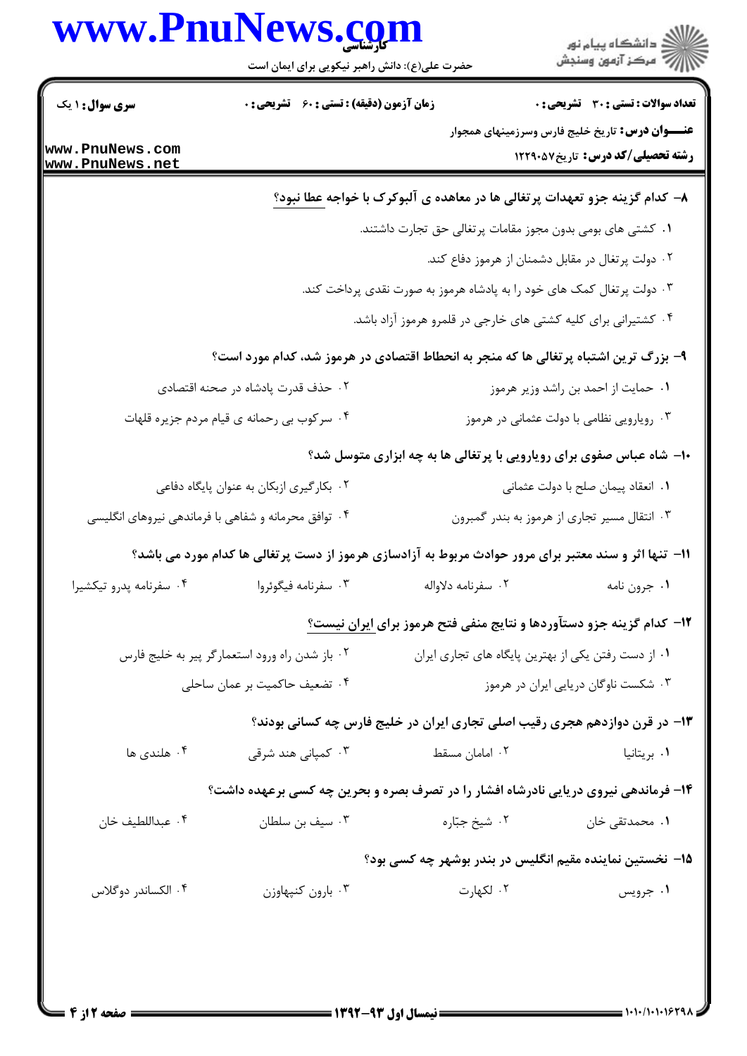**تعداد سوالات : تستی : ۳۰ تشریحی : ۰** | **زمان آزمون (دقیقه) : تستی : ۶۰ تشریحی : ۰** | **سری سوال : ۱ یک**

**عنـــوان درس :** تاریخ خلیج فارس وسرزمینهای همجوار

**رشته تحصیلی/کد درس :** تاریخ۱۲۲۹۰۵۷

**۸- کدام گزینه جزو تعهدات پرتغالی ها در معاهده ی آلبوکرک با خواجه عطا نبود؟**

۱. کشتی های بومی بدون مجوز مقامات پرتغالی حق تجارت داشتند.

۲. دولت پرتغال در مقابل دشمنان از هرموز دفاع کند.

۳. دولت پرتغال کمک های خود را به پادشاه هرموز به صورت نقدی پرداخت کند.

۴. کشتیرانی برای کلیه کشتی های خارجی در قلمرو هرموز آزاد باشد.

**۹- بزرگ ترین اشتباه پرتغالی ها که منجر به انحطاط اقتصادی در هرموز شد، کدام مورد است؟**

۱. حمایت از احمد بن راشد وزیر هرموز

۲. حذف قدرت پادشاه در صحنه اقتصادی

۳. رویارویی نظامی با دولت عثمانی در هرموز

۴. سرکوب بی رحمانه ی قیام مردم جزیره قلهات

**۱۰- شاه عباس صفوی برای رویارویی با پرتغالی ها به چه ابزاری متوسل شد؟**

۱. انعقاد پیمان صلح با دولت عثمانی

۲. بکارگیری ازبکان به عنوان پایگاه دفاعی

۳. انتقال مسیر تجاری از هرموز به بندر گمبرون

۴. توافق محرمانه و شفاهی با فرماندهی نیروهای انگلیسی

**۱۱- تنها اثر و سند معتبر برای مرور حوادث مربوط به آزادسازی هرموز از دست پرتغالی ها کدام مورد می باشد؟**

۱. جرون نامه

۲. سفرنامه دلاواله

۳. سفرنامه فیگوئروا

۴. سفرنامه پدرو تیکشیرا

**۱۲- کدام گزینه جزو دستآوردها و نتایج منفی فتح هرموز برای ایران نیست؟**

۱. از دست رفتن یکی از بهترین پایگاه های تجاری ایران

۲. باز شدن راه ورود استعمارگر پیر به خلیج فارس

۳. شکست ناوگان دریایی ایران در هرموز

۴. تضعیف حاکمیت بر عمان ساحلی

**۱۳- در قرن دوازدهم هجری رقیب اصلی تجاری ایران در خلیج فارس چه کسانی بودند؟**

۱. بریتانیا

۲. امامان مسقط

۳. کمپانی هند شرقی

۴. هلندی ها

**۱۴- فرماندهی نیروی دریایی نادرشاه افشار را در تصرف بصره و بحرین چه کسی برعهده داشت؟**

۱. محمدتقی خان

۲. شیخ جبّاره

۳. سیف بن سلطان

۴. عبداللطیف خان

**۱۵- نخستین نماینده مقیم انگلیس در بندر بوشهر چه کسی بود؟**

۱. جرویس

۲. لکهارت

۳. بارون کنیپهاوزن

۴. الکساندر دوگلاس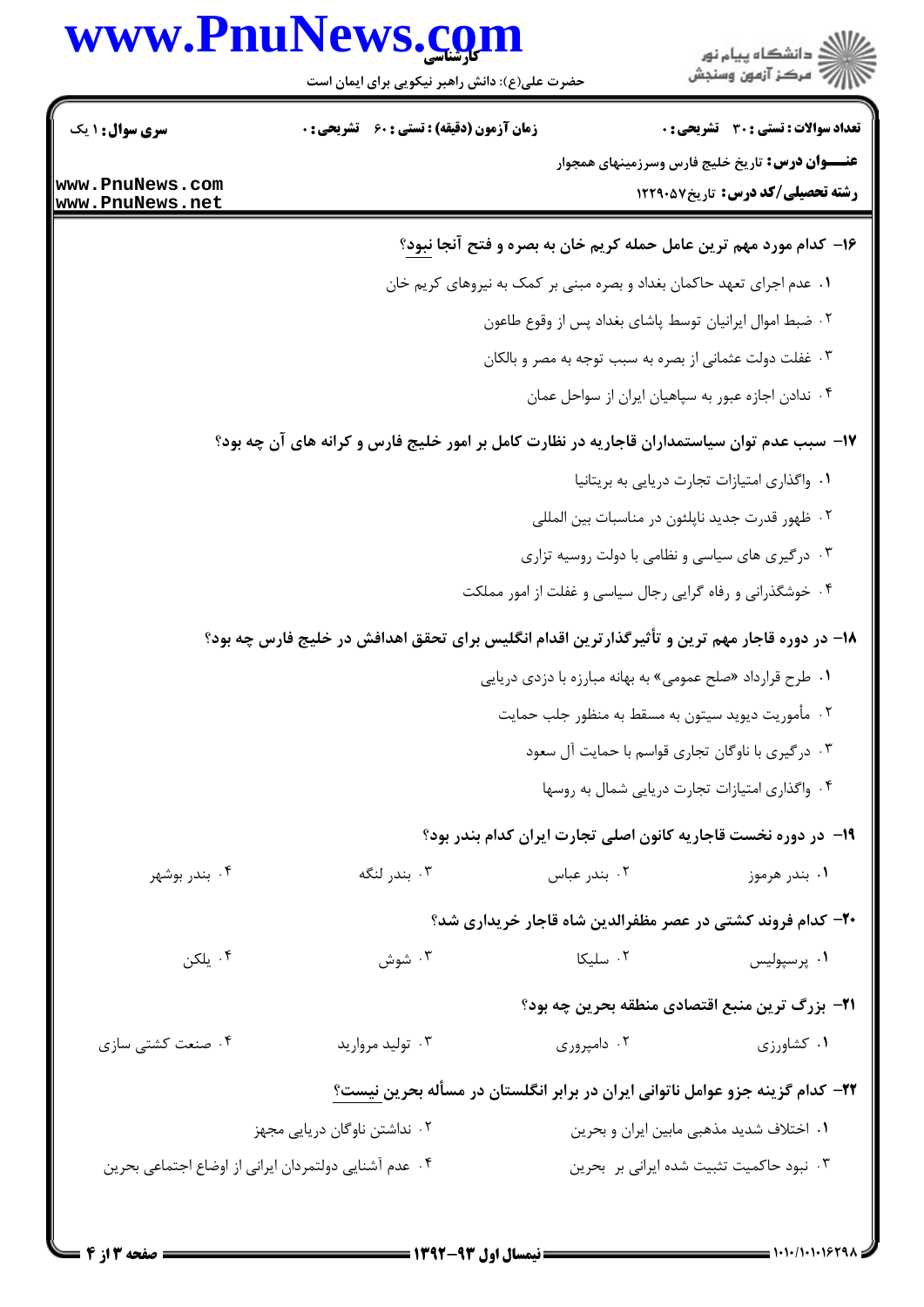۱۶- کدام مورد مهم ترین عامل حمله کریم خان به بصره و فتح آنجا نبود؟

۱. عدم اجرای تعهد حاکمان بغداد و بصره مبنی بر کمک به نیروهای کریم خان

۲. ضبط اموال ایرانیان توسط پاشای بغداد پس از وقوع طاعون

۳. غفلت دولت عثمانی از بصره به سبب توجه به مصر و بالکان

۴. ندادن اجازه عبور به سپاهیان ایران از سواحل عمان

۱۷- سبب عدم توان سیاستمداران قاجاریه در نظارت کامل بر امور خلیج فارس و کرانه های آن چه بود؟

۱. واگذاری امتیازات تجارت دریایی به بریتانیا

۲. ظهور قدرت جدید ناپلئون در مناسبات بین المللی

۳. درگیری های سیاسی و نظامی با دولت روسیه تزاری

۴. خوشگذرانی و رفاه گرایی رجال سیاسی و غفلت از امور مملکت

۱۸- در دوره قاجار مهم ترین و تأثیرگذارترین اقدام انگلیس برای تحقق اهدافش در خلیج فارس چه بود؟

۱. طرح قرارداد «صلح عمومی» به بهانه مبارزه با دزدی دریایی

۲. مأموریت دیوید سیتون به مسقط به منظور جلب حمایت

۳. درگیری با ناوگان تجاری قواسم با حمایت آل سعود

۴. واگذاری امتیازات تجارت دریایی شمال به روسها

۱۹- در دوره نخست قاجاریه کانون اصلی تجارت ایران کدام بندر بود؟

۱. بندر هرموز ۲. بندر عباس ۳. بندر لنگه ۴. بندر بوشهر

۲۰- کدام فروند کشتی در عصر مظفرالدین شاه قاجار خریداری شد؟

۱. پرسپولیس ۲. سلیکا ۳. شوش ۴. یلکن

۲۱- بزرگ ترین منبع اقتصادی منطقه بحرین چه بود؟

۱. کشاورزی ۲. دامپروری ۳. تولید مروارید ۴. صنعت کشتی سازی

۲۲- کدام گزینه جزو عوامل ناتوانی ایران در برابر انگلستان در مسأله بحرین نیست؟

۱. اختلاف شدید مذهبی مابین ایران و بحرین

۲. نداشتن ناوگان دریایی مجهز

۳. نبود حاکمیت تثبیت شده ایرانی بر بحرین

۴. عدم آشنایی دولتمردان ایرانی از اوضاع اجتماعی بحرین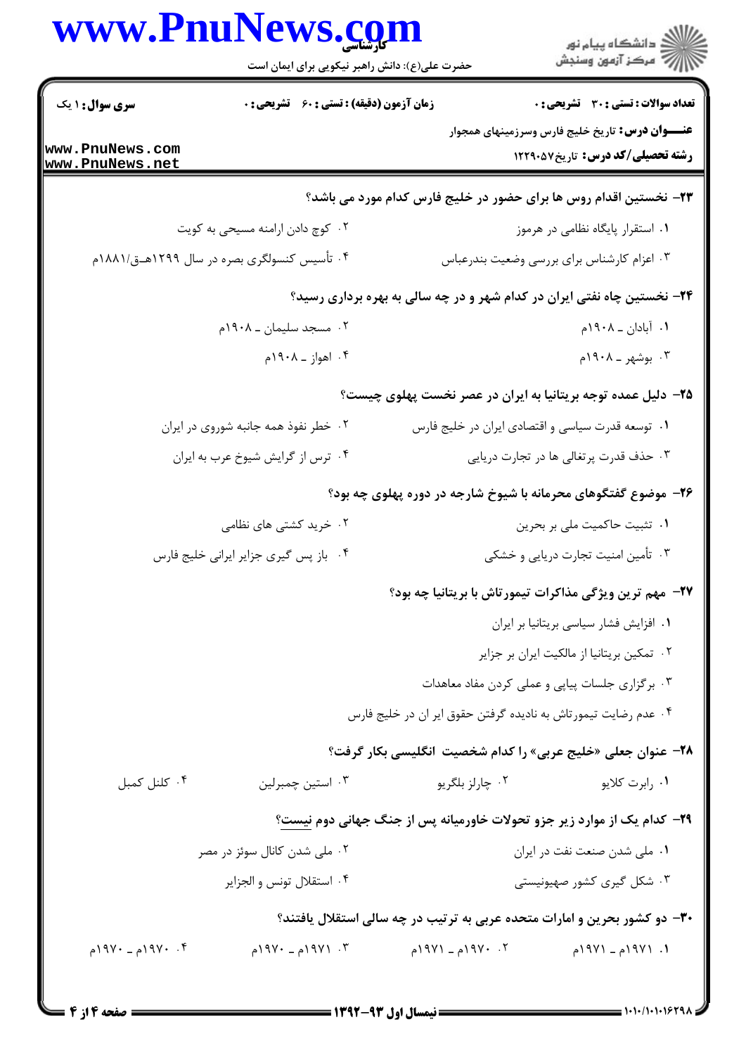**سری سوال:** ۱ یک

**زمان آزمون (دقیقه) : تستی :** ۶۰ **تشریحی :** ۰

**تعداد سوالات : تستی :** ۳۰ **تشریحی :** ۰

**عنـــوان درس:** تاریخ خلیج فارس وسرزمینهای همجوار

**رشته تحصیلی/کد درس:** تاریخ۱۲۲۹۰۵۷

**۲۳- نخستین اقدام روس ها برای حضور در خلیج فارس کدام مورد می باشد؟**

۱. استقرار پایگاه نظامی در هرموز

۲. کوچ دادن ارامنه مسیحی به کویت

۳. اعزام کارشناس برای بررسی وضعیت بندرعباس

۴. تأسیس کنسولگری بصره در سال ۱۲۹۹هـق/۱۸۸۱م

**۲۴- نخستین چاه نفتی ایران در کدام شهر و در چه سالی به بهره برداری رسید؟**

۱. آبادان ـ ۱۹۰۸م

۲. مسجد سلیمان ـ ۱۹۰۸م

۳. بوشهر ـ ۱۹۰۸م

۴. اهواز ـ ۱۹۰۸م

**۲۵- دلیل عمده توجه بریتانیا به ایران در عصر نخست پهلوی چیست؟**

۱. توسعه قدرت سیاسی و اقتصادی ایران در خلیج فارس

۲. خطر نفوذ همه جانبه شوروی در ایران

۳. حذف قدرت پرتغالی ها در تجارت دریایی

۴. ترس از گرایش شیوخ عرب به ایران

**۲۶- موضوع گفتگوهای محرمانه با شیوخ شارجه در دوره پهلوی چه بود؟**

۱. تثبیت حاکمیت ملی بر بحرین

۲. خرید کشتی های نظامی

۳. تأمین امنیت تجارت دریایی و خشکی

۴. باز پس گیری جزایر ایرانی خلیج فارس

**۲۷- مهم ترین ویژگی مذاکرات تیمورتاش با بریتانیا چه بود؟**

۱. افزایش فشار سیاسی بریتانیا بر ایران

۲. تمکین بریتانیا از مالکیت ایران بر جزایر

۳. برگزاری جلسات پیاپی و عملی کردن مفاد معاهدات

۴. عدم رضایت تیمورتاش به نادیده گرفتن حقوق ایر ان در خلیج فارس

**۲۸- عنوان جعلی «خلیج عربی» را کدام شخصیت انگلیسی بکار گرفت؟**

۱. رابرت کلایو

۲. چارلز بلگریو

۳. استین چمبرلین

۴. کلنل کمبل

**۲۹- کدام یک از موارد زیر جزو تحولات خاورمیانه پس از جنگ جهانی دوم نیست؟**

۱. ملی شدن صنعت نفت در ایران

۲. ملی شدن کانال سوئز در مصر

۳. شکل گیری کشور صهیونیستی

۴. استقلال تونس و الجزایر

**۳۰- دو کشور بحرین و امارات متحده عربی به ترتیب در چه سالی استقلال یافتند؟**

۱. ۱۹۷۱م ـ ۱۹۷۱م

۲. ۱۹۷۰م ـ ۱۹۷۱م

۳. ۱۹۷۱م ـ ۱۹۷۰م

۴. ۱۹۷۰م ـ ۱۹۷۰م